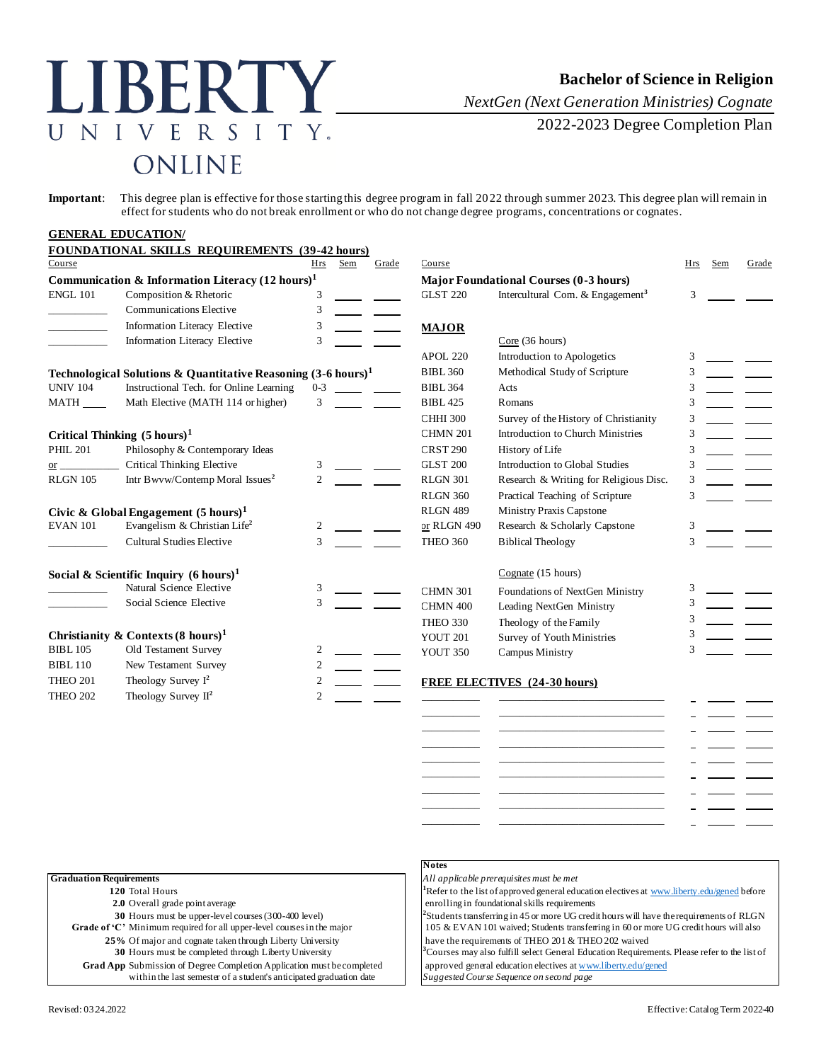# LIBERTY UNIVERSITY ONLINE

## Bachelor of Science in Religion

*NextGen (Next Generation Ministries) Cognate*

2022-2023 Degree Completion Plan

**Important**: This degree plan is effective for those starting this degree program in fall 2022 through summer 2023. This degree plan will remain in effect for students who do not break enrollment or who do not change degree programs, concentrations or cognates.

## GENERAL EDUCATION/ FOUNDATIONAL SKILLS REQUIREMENTS (39-42 hours)

| Course | | Hrs | Sem | Grade |
|---|---|---|---|---|
| **Communication & Information Literacy (12 hours)[1]** | | | | |
| ENGL 101 | Composition & Rhetoric | 3 | | |
| ________ | Communications Elective | 3 | | |
| ________ | Information Literacy Elective | 3 | | |
| ________ | Information Literacy Elective | 3 | | |
| **Technological Solutions & Quantitative Reasoning (3-6 hours)[1]** | | | | |
| UNIV 104 | Instructional Tech. for Online Learning | 0-3 | | |
| MATH ____ | Math Elective (MATH 114 or higher) | 3 | | |
| **Critical Thinking (5 hours)[1]** | | | | |
| PHIL 201 | Philosophy & Contemporary Ideas | | | |
| or ________ | Critical Thinking Elective | 3 | | |
| RLGN 105 | Intr Bwvw/Contemp Moral Issues[2] | 2 | | |
| **Civic & Global Engagement (5 hours)[1]** | | | | |
| EVAN 101 | Evangelism & Christian Life[2] | 2 | | |
| ________ | Cultural Studies Elective | 3 | | |
| **Social & Scientific Inquiry (6 hours)[1]** | | | | |
| ________ | Natural Science Elective | 3 | | |
| ________ | Social Science Elective | 3 | | |
| **Christianity & Contexts (8 hours)[1]** | | | | |
| BIBL 105 | Old Testament Survey | 2 | | |
| BIBL 110 | New Testament Survey | 2 | | |
| THEO 201 | Theology Survey I[2] | 2 | | |
| THEO 202 | Theology Survey II[2] | 2 | | |

| Course | | Hrs | Sem | Grade |
|---|---|---|---|---|
| **Major Foundational Courses (0-3 hours)** | | | | |
| GLST 220 | Intercultural Com. & Engagement[3] | 3 | | |
| **MAJOR** | | | | |
| | Core (36 hours) | | | |
| APOL 220 | Introduction to Apologetics | 3 | | |
| BIBL 360 | Methodical Study of Scripture | 3 | | |
| BIBL 364 | Acts | 3 | | |
| BIBL 425 | Romans | 3 | | |
| CHHI 300 | Survey of the History of Christianity | 3 | | |
| CHMN 201 | Introduction to Church Ministries | 3 | | |
| CRST 290 | History of Life | 3 | | |
| GLST 200 | Introduction to Global Studies | 3 | | |
| RLGN 301 | Research & Writing for Religious Disc. | 3 | | |
| RLGN 360 | Practical Teaching of Scripture | 3 | | |
| RLGN 489 | Ministry Praxis Capstone | | | |
| or RLGN 490 | Research & Scholarly Capstone | 3 | | |
| THEO 360 | Biblical Theology | 3 | | |
| | Cognate (15 hours) | | | |
| CHMN 301 | Foundations of NextGen Ministry | 3 | | |
| CHMN 400 | Leading NextGen Ministry | 3 | | |
| THEO 330 | Theology of the Family | 3 | | |
| YOUT 201 | Survey of Youth Ministries | 3 | | |
| YOUT 350 | Campus Ministry | 3 | | |
| **FREE ELECTIVES (24-30 hours)** | | | | |
| | | | | |
| | | | | |
| | | | | |
| | | | | |
| | | | | |
| | | | | |
| | | | | |
| | | | | |

**Graduation Requirements**

- **120** Total Hours
- **2.0** Overall grade point average
- **30** Hours must be upper-level courses (300-400 level)
- **Grade of 'C'** Minimum required for all upper-level courses in the major
- **25%** Of major and cognate taken through Liberty University
- **30** Hours must be completed through Liberty University
- **Grad App** Submission of Degree Completion Application must be completed within the last semester of a student's anticipated graduation date

**Notes**

*All applicable prerequisites must be met*

[1]Refer to the list of approved general education electives at www.liberty.edu/gened before enrolling in foundational skills requirements

[2]Students transferring in 45 or more UG credit hours will have the requirements of RLGN 105 & EVAN 101 waived; Students transferring in 60 or more UG credit hours will also have the requirements of THEO 201 & THEO 202 waived

[3]Courses may also fulfill select General Education Requirements. Please refer to the list of approved general education electives at www.liberty.edu/gened

*Suggested Course Sequence on second page*

Revised: 03.24.2022

Effective: Catalog Term 202240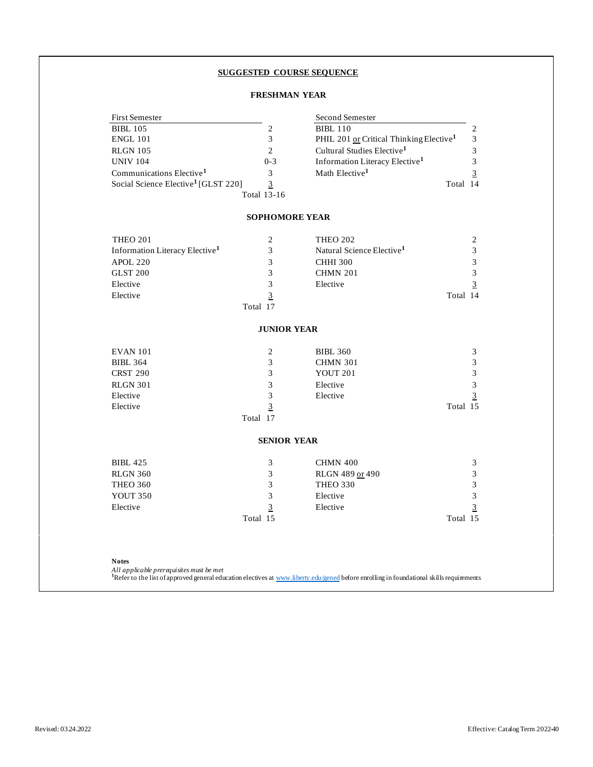## SUGGESTED COURSE SEQUENCE

### FRESHMAN YEAR

| First Semester | | Second Semester | |
|---|---|---|---|
| BIBL 105 | 2 | BIBL 110 | 2 |
| ENGL 101 | 3 | PHIL 201 or Critical Thinking Elective[1] | 3 |
| RLGN 105 | 2 | Cultural Studies Elective[1] | 3 |
| UNIV 104 | 0-3 | Information Literacy Elective[1] | 3 |
| Communications Elective[1] | 3 | Math Elective[1] | 3 |
| Social Science Elective[1] [GLST 220] | 3 | Total | 14 |
| Total | 13-16 | | |

### SOPHOMORE YEAR

| | | | |
|---|---|---|---|
| THEO 201 | 2 | THEO 202 | 2 |
| Information Literacy Elective[1] | 3 | Natural Science Elective[1] | 3 |
| APOL 220 | 3 | CHHI 300 | 3 |
| GLST 200 | 3 | CHMN 201 | 3 |
| Elective | 3 | Elective | 3 |
| Elective | 3 | Total | 14 |
| Total | 17 | | |

### JUNIOR YEAR

| | | | |
|---|---|---|---|
| EVAN 101 | 2 | BIBL 360 | 3 |
| BIBL 364 | 3 | CHMN 301 | 3 |
| CRST 290 | 3 | YOUT 201 | 3 |
| RLGN 301 | 3 | Elective | 3 |
| Elective | 3 | Elective | 3 |
| Elective | 3 | Total | 15 |
| Total | 17 | | |

### SENIOR YEAR

| | | | |
|---|---|---|---|
| BIBL 425 | 3 | CHMN 400 | 3 |
| RLGN 360 | 3 | RLGN 489 or 490 | 3 |
| THEO 360 | 3 | THEO 330 | 3 |
| YOUT 350 | 3 | Elective | 3 |
| Elective | 3 | Elective | 3 |
| Total | 15 | Total | 15 |

**Notes**

*All applicable prerequisites must be met*

[1]Refer to the list of approved general education electives at www.liberty.edu/gened before enrolling in foundational skills requirements

Revised: 03.24.2022

Effective: Catalog Term 202240